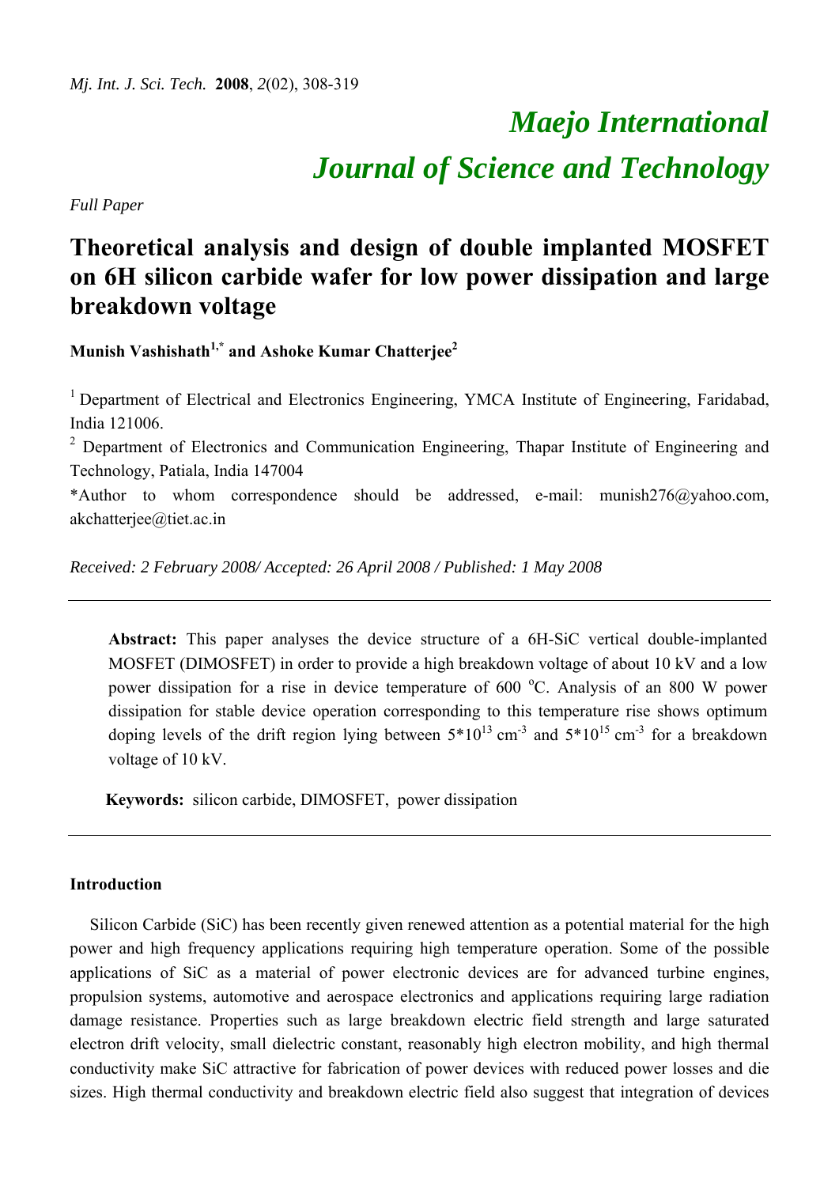# *Maejo International*
# *Journal of Science and Technology*

*Full Paper*

## Theoretical analysis and design of double implanted MOSFET on 6H silicon carbide wafer for low power dissipation and large breakdown voltage

**Munish Vashishath[1,*] and Ashoke Kumar Chatterjee[2]**

[1] Department of Electrical and Electronics Engineering, YMCA Institute of Engineering, Faridabad, India 121006.

[2] Department of Electronics and Communication Engineering, Thapar Institute of Engineering and Technology, Patiala, India 147004

*Author to whom correspondence should be addressed, e-mail: munish276@yahoo.com, akchatterjee@tiet.ac.in

*Received: 2 February 2008/ Accepted: 26 April 2008 / Published: 1 May 2008*

---

**Abstract:** This paper analyses the device structure of a 6H-SiC vertical double-implanted MOSFET (DIMOSFET) in order to provide a high breakdown voltage of about 10 kV and a low power dissipation for a rise in device temperature of 600 $^{o}$C. Analysis of an 800 W power dissipation for stable device operation corresponding to this temperature rise shows optimum doping levels of the drift region lying between $5*10^{13}$ cm$^{-3}$ and $5*10^{15}$ cm$^{-3}$ for a breakdown voltage of 10 kV.

**Keywords:** silicon carbide, DIMOSFET, power dissipation

---

### Introduction

Silicon Carbide (SiC) has been recently given renewed attention as a potential material for the high power and high frequency applications requiring high temperature operation. Some of the possible applications of SiC as a material of power electronic devices are for advanced turbine engines, propulsion systems, automotive and aerospace electronics and applications requiring large radiation damage resistance. Properties such as large breakdown electric field strength and large saturated electron drift velocity, small dielectric constant, reasonably high electron mobility, and high thermal conductivity make SiC attractive for fabrication of power devices with reduced power losses and die sizes. High thermal conductivity and breakdown electric field also suggest that integration of devices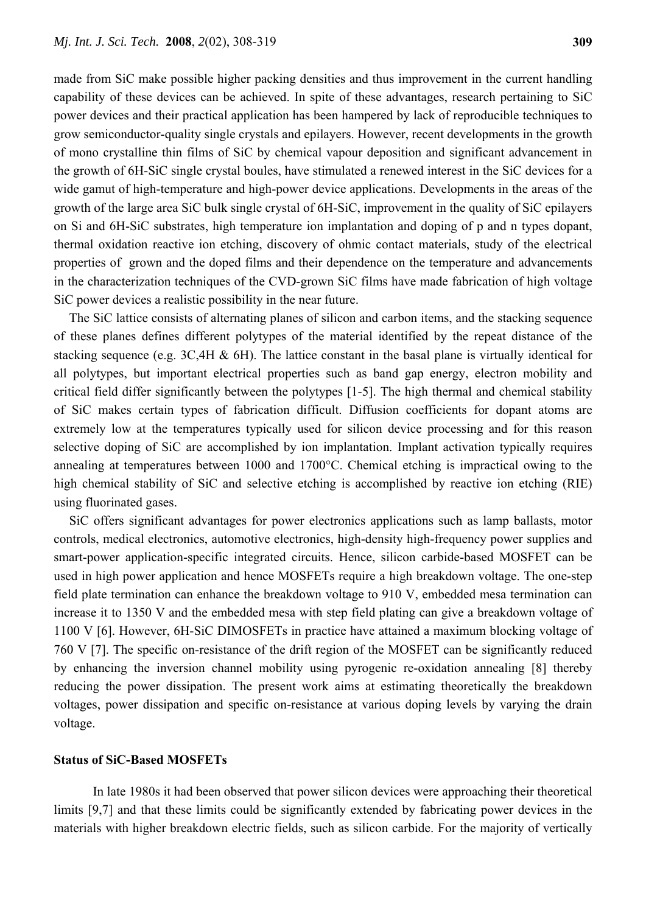made from SiC make possible higher packing densities and thus improvement in the current handling capability of these devices can be achieved. In spite of these advantages, research pertaining to SiC power devices and their practical application has been hampered by lack of reproducible techniques to grow semiconductor-quality single crystals and epilayers. However, recent developments in the growth of mono crystalline thin films of SiC by chemical vapour deposition and significant advancement in the growth of 6H-SiC single crystal boules, have stimulated a renewed interest in the SiC devices for a wide gamut of high-temperature and high-power device applications. Developments in the areas of the growth of the large area SiC bulk single crystal of 6H-SiC, improvement in the quality of SiC epilayers on Si and 6H-SiC substrates, high temperature ion implantation and doping of p and n types dopant, thermal oxidation reactive ion etching, discovery of ohmic contact materials, study of the electrical properties of grown and the doped films and their dependence on the temperature and advancements in the characterization techniques of the CVD-grown SiC films have made fabrication of high voltage SiC power devices a realistic possibility in the near future.

The SiC lattice consists of alternating planes of silicon and carbon items, and the stacking sequence of these planes defines different polytypes of the material identified by the repeat distance of the stacking sequence (e.g. 3C,4H & 6H). The lattice constant in the basal plane is virtually identical for all polytypes, but important electrical properties such as band gap energy, electron mobility and critical field differ significantly between the polytypes [1-5]. The high thermal and chemical stability of SiC makes certain types of fabrication difficult. Diffusion coefficients for dopant atoms are extremely low at the temperatures typically used for silicon device processing and for this reason selective doping of SiC are accomplished by ion implantation. Implant activation typically requires annealing at temperatures between 1000 and 1700°C. Chemical etching is impractical owing to the high chemical stability of SiC and selective etching is accomplished by reactive ion etching (RIE) using fluorinated gases.

SiC offers significant advantages for power electronics applications such as lamp ballasts, motor controls, medical electronics, automotive electronics, high-density high-frequency power supplies and smart-power application-specific integrated circuits. Hence, silicon carbide-based MOSFET can be used in high power application and hence MOSFETs require a high breakdown voltage. The one-step field plate termination can enhance the breakdown voltage to 910 V, embedded mesa termination can increase it to 1350 V and the embedded mesa with step field plating can give a breakdown voltage of 1100 V [6]. However, 6H-SiC DIMOSFETs in practice have attained a maximum blocking voltage of 760 V [7]. The specific on-resistance of the drift region of the MOSFET can be significantly reduced by enhancing the inversion channel mobility using pyrogenic re-oxidation annealing [8] thereby reducing the power dissipation. The present work aims at estimating theoretically the breakdown voltages, power dissipation and specific on-resistance at various doping levels by varying the drain voltage.

**Status of SiC-Based MOSFETs**

In late 1980s it had been observed that power silicon devices were approaching their theoretical limits [9,7] and that these limits could be significantly extended by fabricating power devices in the materials with higher breakdown electric fields, such as silicon carbide. For the majority of vertically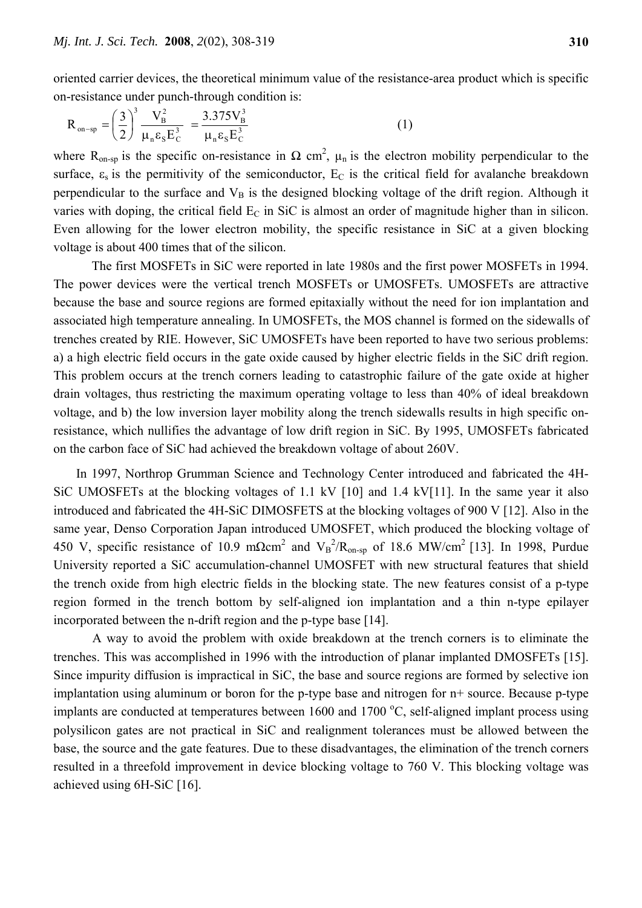oriented carrier devices, the theoretical minimum value of the resistance-area product which is specific on-resistance under punch-through condition is:

$$R_{on-sp} = \left(\frac{3}{2}\right)^3 \frac{V_B^2}{\mu_n \varepsilon_S E_C^3} = \frac{3.375 V_B^3}{\mu_n \varepsilon_S E_C^3} \qquad (1)$$

where $R_{on-sp}$ is the specific on-resistance in $\Omega$ cm$^2$, $\mu_n$ is the electron mobility perpendicular to the surface, $\varepsilon_s$ is the permitivity of the semiconductor, $E_C$ is the critical field for avalanche breakdown perpendicular to the surface and $V_B$ is the designed blocking voltage of the drift region. Although it varies with doping, the critical field $E_C$ in SiC is almost an order of magnitude higher than in silicon. Even allowing for the lower electron mobility, the specific resistance in SiC at a given blocking voltage is about 400 times that of the silicon.

The first MOSFETs in SiC were reported in late 1980s and the first power MOSFETs in 1994. The power devices were the vertical trench MOSFETs or UMOSFETs. UMOSFETs are attractive because the base and source regions are formed epitaxially without the need for ion implantation and associated high temperature annealing. In UMOSFETs, the MOS channel is formed on the sidewalls of trenches created by RIE. However, SiC UMOSFETs have been reported to have two serious problems: a) a high electric field occurs in the gate oxide caused by higher electric fields in the SiC drift region. This problem occurs at the trench corners leading to catastrophic failure of the gate oxide at higher drain voltages, thus restricting the maximum operating voltage to less than 40% of ideal breakdown voltage, and b) the low inversion layer mobility along the trench sidewalls results in high specific on-resistance, which nullifies the advantage of low drift region in SiC. By 1995, UMOSFETs fabricated on the carbon face of SiC had achieved the breakdown voltage of about 260V.

In 1997, Northrop Grumman Science and Technology Center introduced and fabricated the 4H-SiC UMOSFETs at the blocking voltages of 1.1 kV [10] and 1.4 kV[11]. In the same year it also introduced and fabricated the 4H-SiC DIMOSFETS at the blocking voltages of 900 V [12]. Also in the same year, Denso Corporation Japan introduced UMOSFET, which produced the blocking voltage of 450 V, specific resistance of 10.9 m$\Omega$cm$^2$ and $V_B^2/R_{on-sp}$ of 18.6 MW/cm$^2$ [13]. In 1998, Purdue University reported a SiC accumulation-channel UMOSFET with new structural features that shield the trench oxide from high electric fields in the blocking state. The new features consist of a p-type region formed in the trench bottom by self-aligned ion implantation and a thin n-type epilayer incorporated between the n-drift region and the p-type base [14].

A way to avoid the problem with oxide breakdown at the trench corners is to eliminate the trenches. This was accomplished in 1996 with the introduction of planar implanted DMOSFETs [15]. Since impurity diffusion is impractical in SiC, the base and source regions are formed by selective ion implantation using aluminum or boron for the p-type base and nitrogen for n+ source. Because p-type implants are conducted at temperatures between 1600 and 1700 $^{o}$C, self-aligned implant process using polysilicon gates are not practical in SiC and realignment tolerances must be allowed between the base, the source and the gate features. Due to these disadvantages, the elimination of the trench corners resulted in a threefold improvement in device blocking voltage to 760 V. This blocking voltage was achieved using 6H-SiC [16].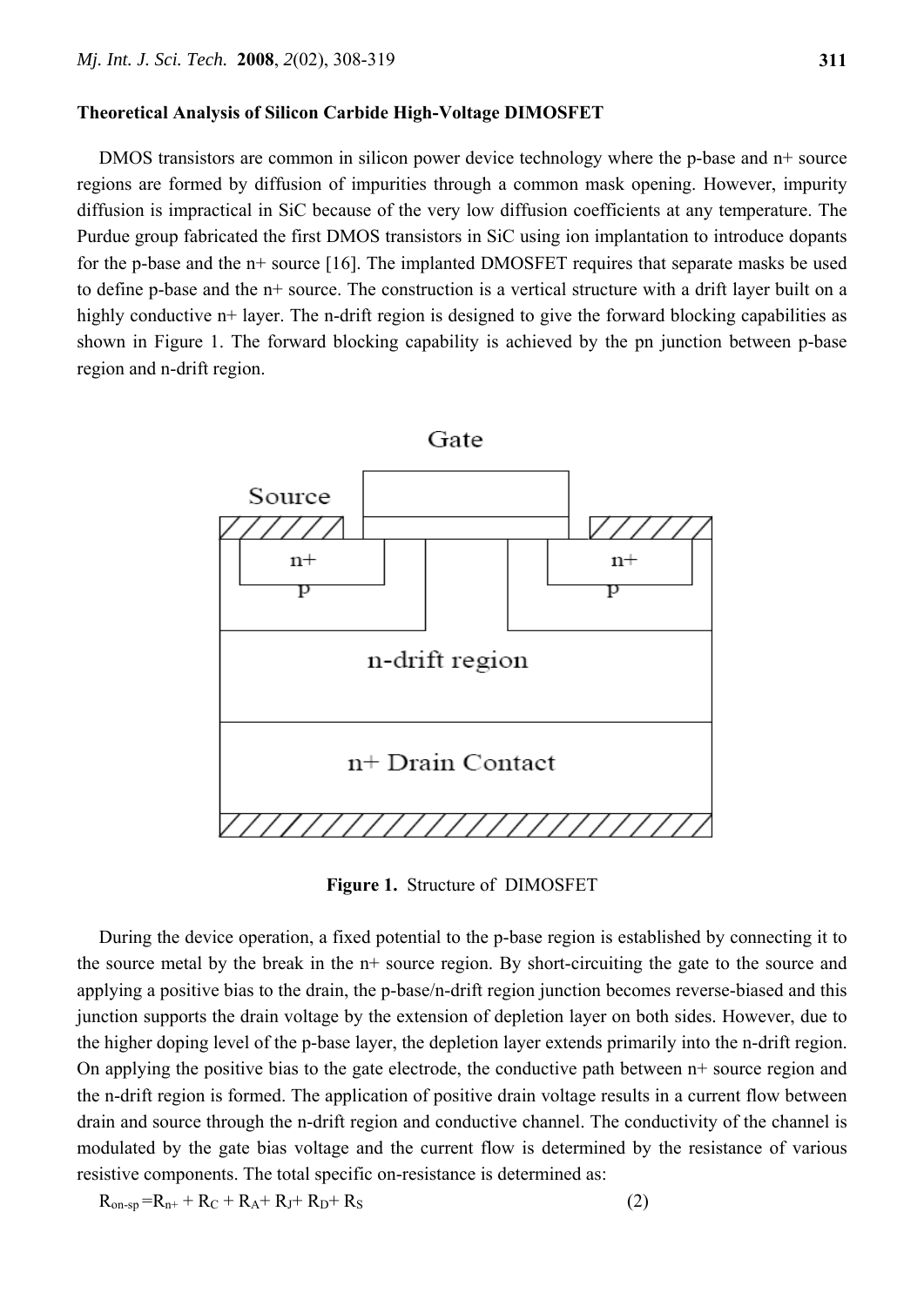### Theoretical Analysis of Silicon Carbide High-Voltage DIMOSFET

DMOS transistors are common in silicon power device technology where the p-base and n+ source regions are formed by diffusion of impurities through a common mask opening. However, impurity diffusion is impractical in SiC because of the very low diffusion coefficients at any temperature. The Purdue group fabricated the first DMOS transistors in SiC using ion implantation to introduce dopants for the p-base and the n+ source [16]. The implanted DMOSFET requires that separate masks be used to define p-base and the n+ source. The construction is a vertical structure with a drift layer built on a highly conductive n+ layer. The n-drift region is designed to give the forward blocking capabilities as shown in Figure 1. The forward blocking capability is achieved by the pn junction between p-base region and n-drift region.

**Figure 1.** Structure of DIMOSFET

During the device operation, a fixed potential to the p-base region is established by connecting it to the source metal by the break in the n+ source region. By short-circuiting the gate to the source and applying a positive bias to the drain, the p-base/n-drift region junction becomes reverse-biased and this junction supports the drain voltage by the extension of depletion layer on both sides. However, due to the higher doping level of the p-base layer, the depletion layer extends primarily into the n-drift region. On applying the positive bias to the gate electrode, the conductive path between n+ source region and the n-drift region is formed. The application of positive drain voltage results in a current flow between drain and source through the n-drift region and conductive channel. The conductivity of the channel is modulated by the gate bias voltage and the current flow is determined by the resistance of various resistive components. The total specific on-resistance is determined as:

$$R_{on\text{-}sp} = R_{n+} + R_C + R_A + R_J + R_D + R_S \qquad (2)$$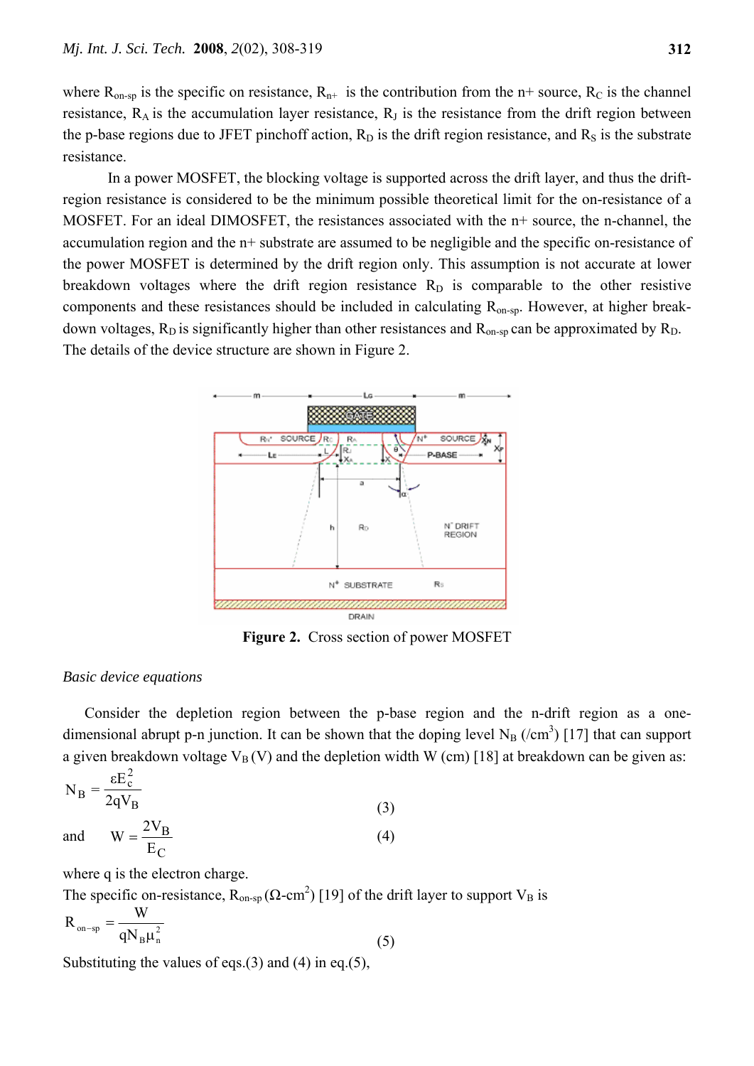where $R_{on\text{-}sp}$ is the specific on resistance, $R_{n+}$ is the contribution from the n+ source, $R_C$ is the channel resistance, $R_A$ is the accumulation layer resistance, $R_J$ is the resistance from the drift region between the p-base regions due to JFET pinchoff action, $R_D$ is the drift region resistance, and $R_S$ is the substrate resistance.

In a power MOSFET, the blocking voltage is supported across the drift layer, and thus the drift-region resistance is considered to be the minimum possible theoretical limit for the on-resistance of a MOSFET. For an ideal DIMOSFET, the resistances associated with the n+ source, the n-channel, the accumulation region and the n+ substrate are assumed to be negligible and the specific on-resistance of the power MOSFET is determined by the drift region only. This assumption is not accurate at lower breakdown voltages where the drift region resistance $R_D$ is comparable to the other resistive components and these resistances should be included in calculating $R_{on\text{-}sp}$. However, at higher break-down voltages, $R_D$ is significantly higher than other resistances and $R_{on\text{-}sp}$ can be approximated by $R_D$. The details of the device structure are shown in Figure 2.

**Figure 2.** Cross section of power MOSFET

*Basic device equations*

Consider the depletion region between the p-base region and the n-drift region as a one-dimensional abrupt p-n junction. It can be shown that the doping level $N_B$ (/cm$^3$) [17] that can support a given breakdown voltage $V_B$ (V) and the depletion width W (cm) [18] at breakdown can be given as:

$$N_B = \frac{\varepsilon E_c^2}{2qV_B} \tag{3}$$

and

$$W = \frac{2V_B}{E_C} \tag{4}$$

where q is the electron charge.

The specific on-resistance, $R_{on\text{-}sp}$ ($\Omega$-cm$^2$) [19] of the drift layer to support $V_B$ is

$$R_{on-sp} = \frac{W}{qN_B\mu_n^2} \tag{5}$$

Substituting the values of eqs.(3) and (4) in eq.(5),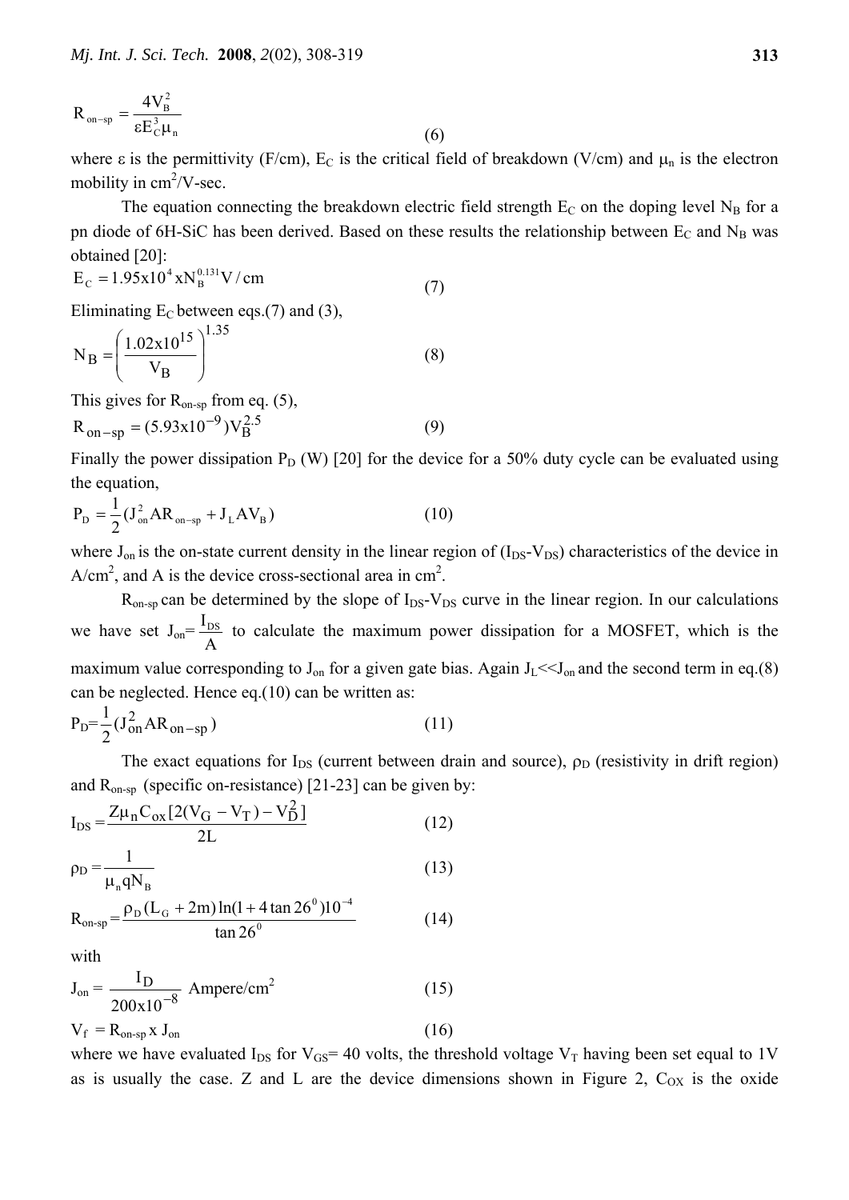$$R_{on-sp} = \frac{4V_B^2}{\varepsilon E_C^3 \mu_n} \tag{6}$$

where ε is the permittivity (F/cm), $E_C$ is the critical field of breakdown (V/cm) and $\mu_n$ is the electron mobility in $cm^2$/V-sec.

The equation connecting the breakdown electric field strength $E_C$ on the doping level $N_B$ for a pn diode of 6H-SiC has been derived. Based on these results the relationship between $E_C$ and $N_B$ was obtained [20]:

$$E_C = 1.95x10^4 xN_B^{0.131} V/cm \tag{7}$$

Eliminating $E_C$ between eqs.(7) and (3),

$$N_B = \left(\frac{1.02x10^{15}}{V_B}\right)^{1.35} \tag{8}$$

This gives for $R_{on-sp}$ from eq. (5),

$$R_{on-sp} = (5.93x10^{-9})V_B^{2.5} \tag{9}$$

Finally the power dissipation $P_D$ (W) [20] for the device for a 50% duty cycle can be evaluated using the equation,

$$P_D = \frac{1}{2}(J_{on}^2 AR_{on-sp} + J_L AV_B) \tag{10}$$

where $J_{on}$ is the on-state current density in the linear region of ($I_{DS}$-$V_{DS}$) characteristics of the device in A/$cm^2$, and A is the device cross-sectional area in $cm^2$.

$R_{on-sp}$ can be determined by the slope of $I_{DS}$-$V_{DS}$ curve in the linear region. In our calculations we have set $J_{on}=\frac{I_{DS}}{A}$ to calculate the maximum power dissipation for a MOSFET, which is the maximum value corresponding to $J_{on}$ for a given gate bias. Again $J_L$<<$J_{on}$ and the second term in eq.(8) can be neglected. Hence eq.(10) can be written as:

$$P_D=\frac{1}{2}(J_{on}^2 AR_{on-sp}) \tag{11}$$

The exact equations for $I_{DS}$ (current between drain and source), $\rho_D$ (resistivity in drift region) and $R_{on-sp}$ (specific on-resistance) [21-23] can be given by:

$$I_{DS} = \frac{Z\mu_n C_{ox}[2(V_G - V_T) - V_D^2]}{2L} \tag{12}$$

$$\rho_D = \frac{1}{\mu_n q N_B} \tag{13}$$

$$R_{on-sp} = \frac{\rho_D (L_G + 2m)\ln(1 + 4\tan 26^0)10^{-4}}{\tan 26^0} \tag{14}$$

with

$$J_{on} = \frac{I_D}{200x10^{-8}} \text{ Ampere/cm}^2 \tag{15}$$

$$V_f = R_{on-sp} \text{ x } J_{on} \tag{16}$$

where we have evaluated $I_{DS}$ for $V_{GS}$= 40 volts, the threshold voltage $V_T$ having been set equal to 1V as is usually the case. Z and L are the device dimensions shown in Figure 2, $C_{OX}$ is the oxide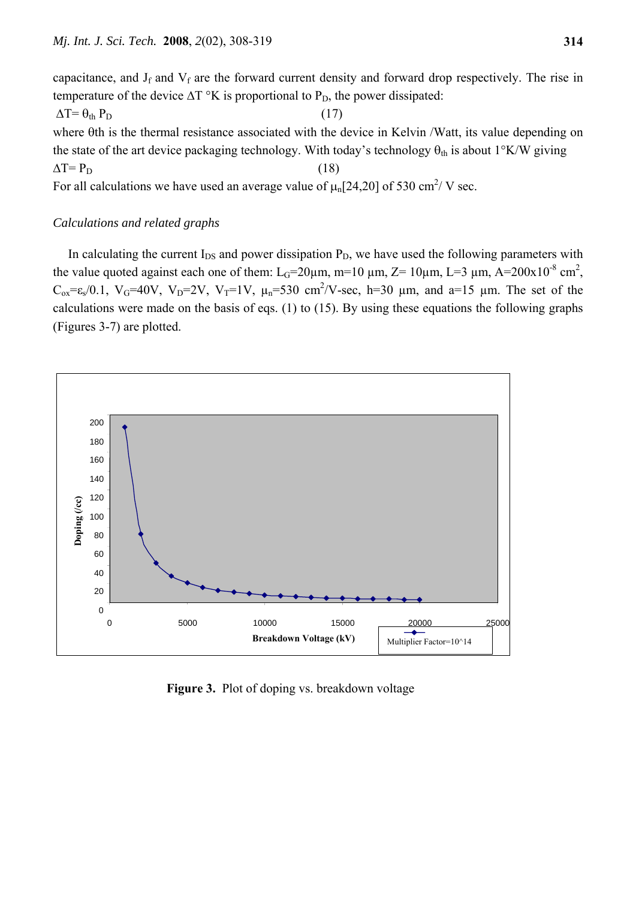capacitance, and $J_f$ and $V_f$ are the forward current density and forward drop respectively. The rise in temperature of the device $\Delta T$ °K is proportional to $P_D$, the power dissipated:

$$\Delta T = \theta_{th} P_D \quad (17)$$

where θth is the thermal resistance associated with the device in Kelvin /Watt, its value depending on the state of the art device packaging technology. With today's technology $\theta_{th}$ is about 1°K/W giving

$$\Delta T = P_D \quad (18)$$

For all calculations we have used an average value of $\mu_n$[24,20] of 530 $cm^2$/ V sec.

*Calculations and related graphs*

In calculating the current $I_{DS}$ and power dissipation $P_D$, we have used the following parameters with the value quoted against each one of them: $L_G$=20μm, m=10 μm, Z= 10μm, L=3 μm, A=200x$10^{-8}$ $cm^2$, $C_{ox}=\varepsilon_s/0.1$, $V_G$=40V, $V_D$=2V, $V_T$=1V, $\mu_n$=530 $cm^2$/V-sec, h=30 μm, and a=15 μm. The set of the calculations were made on the basis of eqs. (1) to (15). By using these equations the following graphs (Figures 3-7) are plotted.

**Figure 3.** Plot of doping vs. breakdown voltage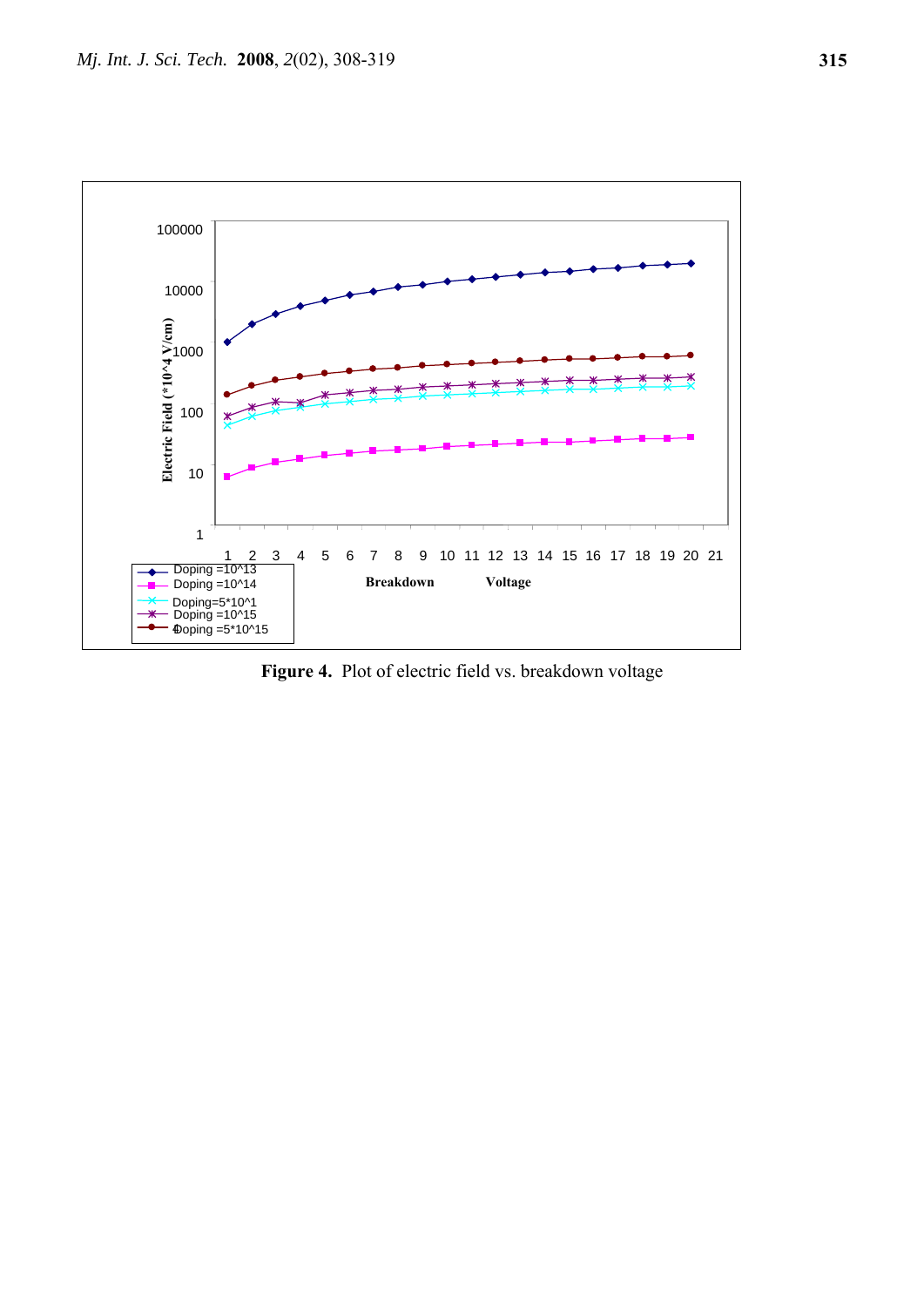**Figure 4.** Plot of electric field vs. breakdown voltage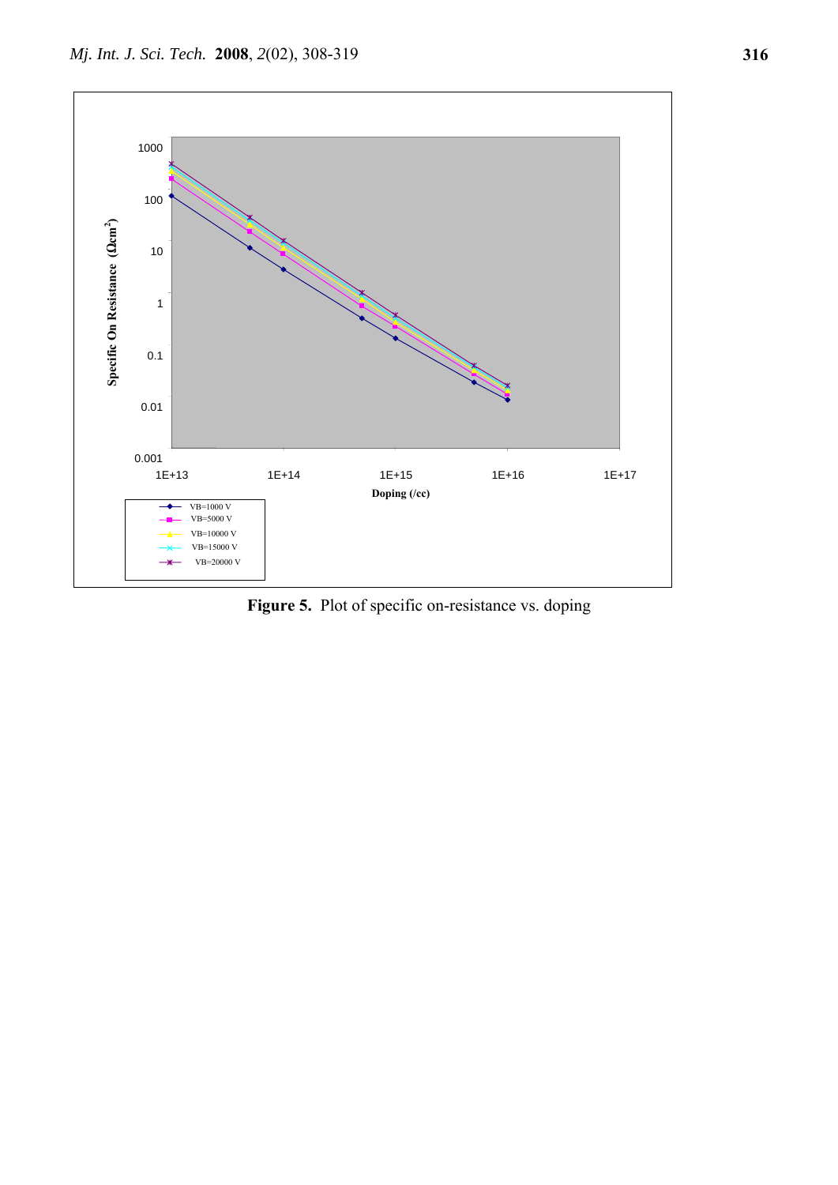**Figure 5.** Plot of specific on-resistance vs. doping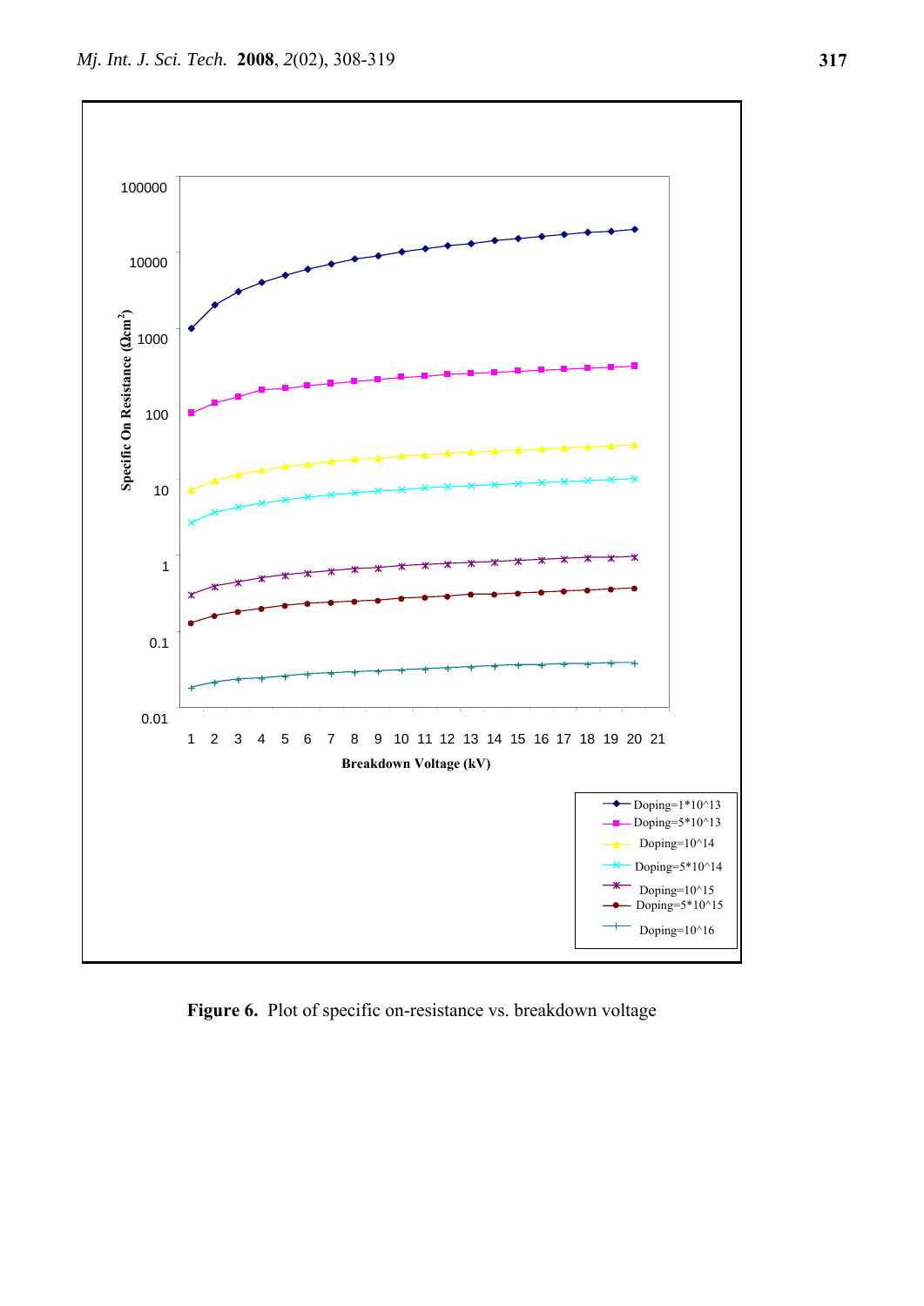**Figure 6.** Plot of specific on-resistance vs. breakdown voltage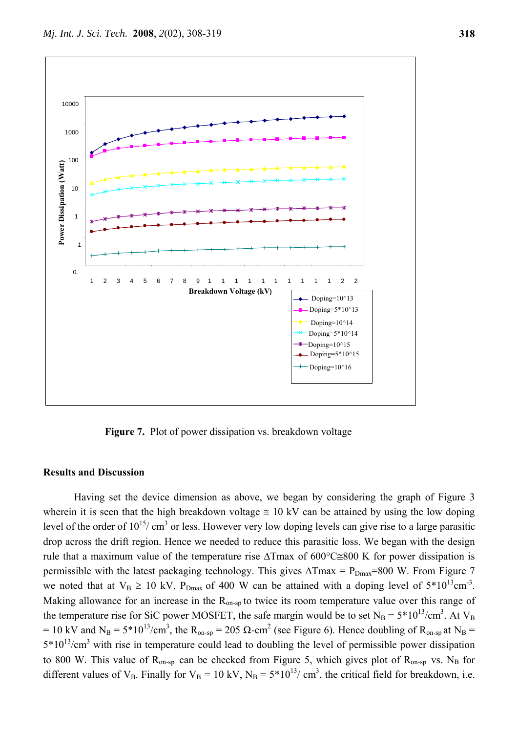**Figure 7.** Plot of power dissipation vs. breakdown voltage

## Results and Discussion

Having set the device dimension as above, we began by considering the graph of Figure 3 wherein it is seen that the high breakdown voltage ≅ 10 kV can be attained by using the low doping level of the order of $10^{15}$/ $cm^3$ or less. However very low doping levels can give rise to a large parasitic drop across the drift region. Hence we needed to reduce this parasitic loss. We began with the design rule that a maximum value of the temperature rise $\Delta Tmax$ of 600°C≅800 K for power dissipation is permissible with the latest packaging technology. This gives $\Delta Tmax = P_{Dmax}$=800 W. From Figure 7 we noted that at $V_B \geq 10$ kV, $P_{Dmax}$ of 400 W can be attained with a doping level of $5*10^{13}cm^{-3}$. Making allowance for an increase in the $R_{on\text{-}sp}$ to twice its room temperature value over this range of the temperature rise for SiC power MOSFET, the safe margin would be to set $N_B = 5*10^{13}/cm^3$. At $V_B$ = 10 kV and $N_B = 5*10^{13}/cm^3$, the $R_{on\text{-}sp}$ = 205 Ω-$cm^2$ (see Figure 6). Hence doubling of $R_{on\text{-}sp}$ at $N_B$ = $5*10^{13}/cm^3$ with rise in temperature could lead to doubling the level of permissible power dissipation to 800 W. This value of $R_{on\text{-}sp}$ can be checked from Figure 5, which gives plot of $R_{on\text{-}sp}$ vs. $N_B$ for different values of $V_B$. Finally for $V_B$ = 10 kV, $N_B = 5*10^{13}$/ $cm^3$, the critical field for breakdown, i.e.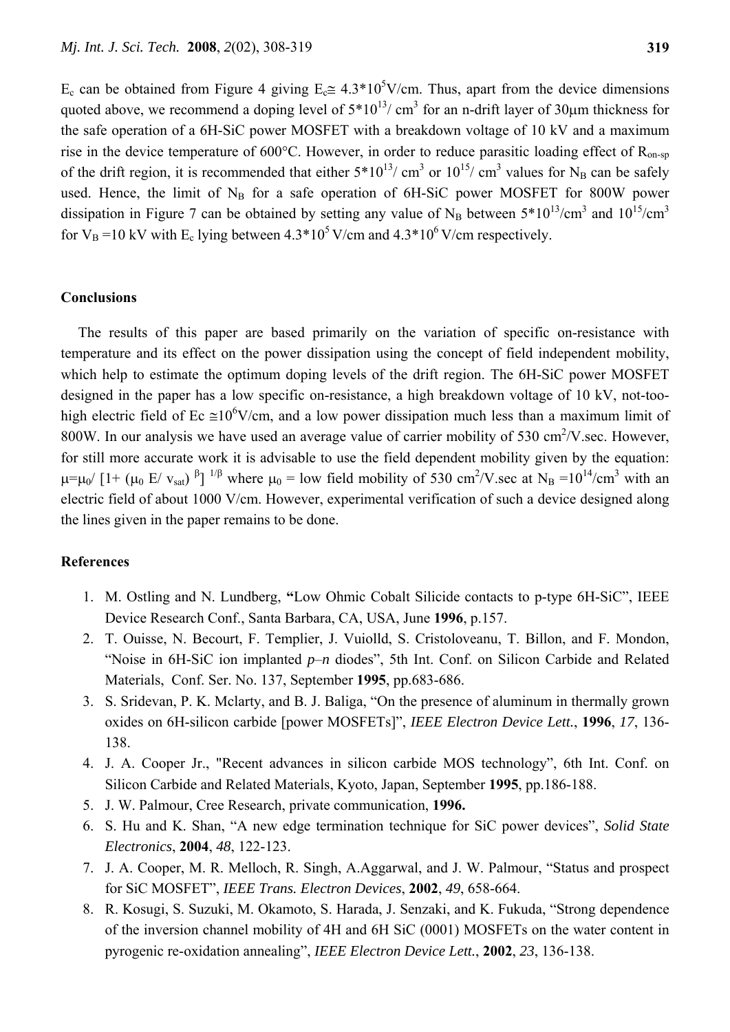$E_c$ can be obtained from Figure 4 giving $E_c \cong 4.3*10^5$V/cm. Thus, apart from the device dimensions quoted above, we recommend a doping level of $5*10^{13}$/ $cm^3$ for an n-drift layer of 30μm thickness for the safe operation of a 6H-SiC power MOSFET with a breakdown voltage of 10 kV and a maximum rise in the device temperature of 600°C. However, in order to reduce parasitic loading effect of $R_{on\text{-}sp}$ of the drift region, it is recommended that either $5*10^{13}$/ $cm^3$ or $10^{15}$/ $cm^3$ values for $N_B$ can be safely used. Hence, the limit of $N_B$ for a safe operation of 6H-SiC power MOSFET for 800W power dissipation in Figure 7 can be obtained by setting any value of $N_B$ between $5*10^{13}$/$cm^3$ and $10^{15}$/$cm^3$ for $V_B$ =10 kV with $E_c$ lying between $4.3*10^5$ V/cm and $4.3*10^6$ V/cm respectively.

## Conclusions

The results of this paper are based primarily on the variation of specific on-resistance with temperature and its effect on the power dissipation using the concept of field independent mobility, which help to estimate the optimum doping levels of the drift region. The 6H-SiC power MOSFET designed in the paper has a low specific on-resistance, a high breakdown voltage of 10 kV, not-too-high electric field of Ec $\cong 10^6$V/cm, and a low power dissipation much less than a maximum limit of 800W. In our analysis we have used an average value of carrier mobility of 530 $cm^2$/V.sec. However, for still more accurate work it is advisable to use the field dependent mobility given by the equation: $\mu = \mu_0 / [1 + (\mu_0 E / v_{sat})^{\beta}]^{1/\beta}$ where $\mu_0$ = low field mobility of 530 $cm^2$/V.sec at $N_B = 10^{14}$/$cm^3$ with an electric field of about 1000 V/cm. However, experimental verification of such a device designed along the lines given in the paper remains to be done.

## References

1. M. Ostling and N. Lundberg, **"**Low Ohmic Cobalt Silicide contacts to p-type 6H-SiC", IEEE Device Research Conf., Santa Barbara, CA, USA, June **1996**, p.157.
2. T. Ouisse, N. Becourt, F. Templier, J. Vuiolld, S. Cristoloveanu, T. Billon, and F. Mondon, "Noise in 6H-SiC ion implanted *p–n* diodes", 5th Int. Conf. on Silicon Carbide and Related Materials, Conf. Ser. No. 137, September **1995**, pp.683-686.
3. S. Sridevan, P. K. Mclarty, and B. J. Baliga, "On the presence of aluminum in thermally grown oxides on 6H-silicon carbide [power MOSFETs]", *IEEE Electron Device Lett.*, **1996**, *17*, 136-138.
4. J. A. Cooper Jr., "Recent advances in silicon carbide MOS technology", 6th Int. Conf. on Silicon Carbide and Related Materials, Kyoto, Japan, September **1995**, pp.186-188.
5. J. W. Palmour, Cree Research, private communication, **1996.**
6. S. Hu and K. Shan, "A new edge termination technique for SiC power devices", *Solid State Electronics*, **2004**, *48*, 122-123.
7. J. A. Cooper, M. R. Melloch, R. Singh, A.Aggarwal, and J. W. Palmour, "Status and prospect for SiC MOSFET", *IEEE Trans. Electron Devices*, **2002**, *49*, 658-664.
8. R. Kosugi, S. Suzuki, M. Okamoto, S. Harada, J. Senzaki, and K. Fukuda, "Strong dependence of the inversion channel mobility of 4H and 6H SiC (0001) MOSFETs on the water content in pyrogenic re-oxidation annealing", *IEEE Electron Device Lett.*, **2002**, *23*, 136-138.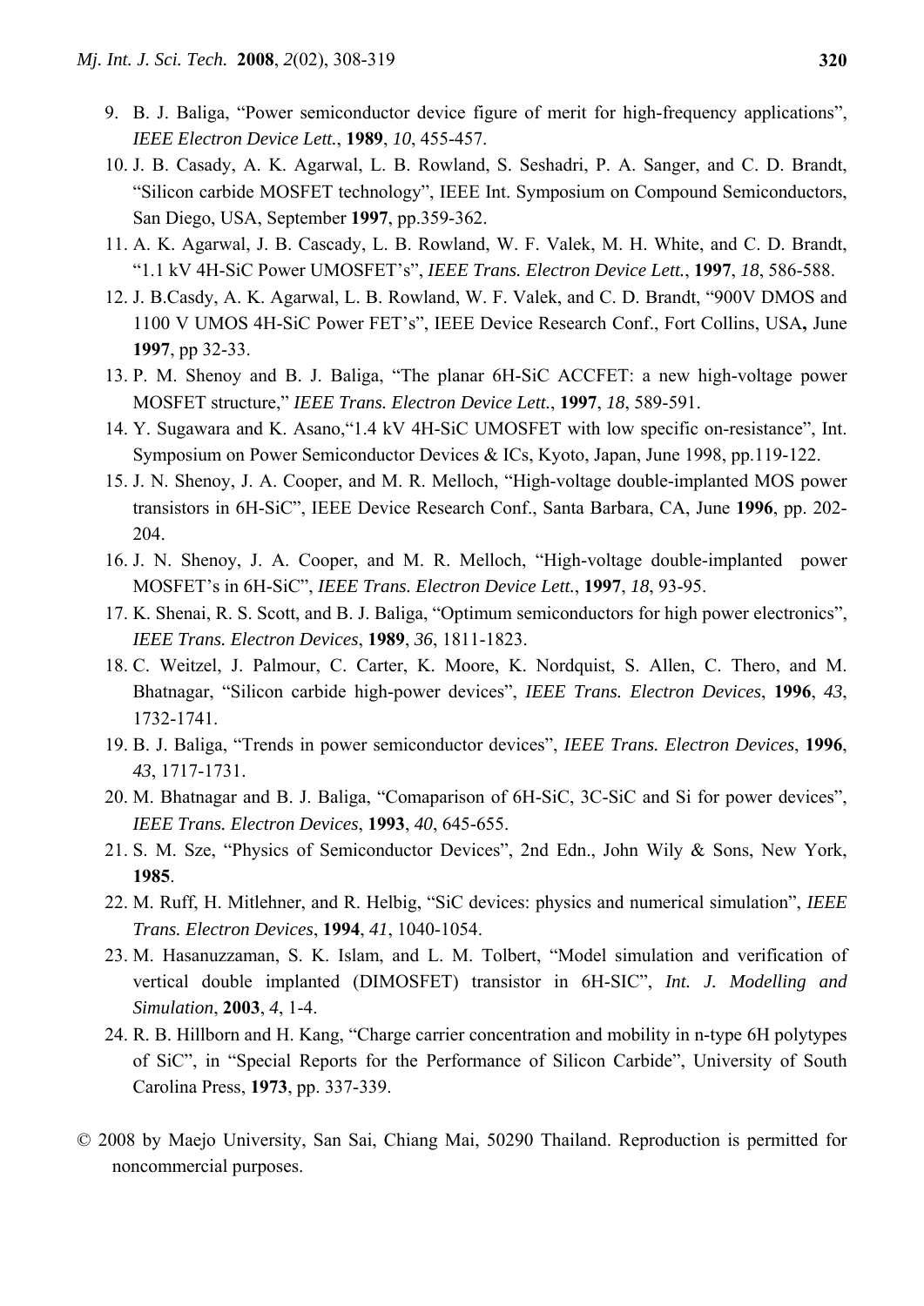9. B. J. Baliga, "Power semiconductor device figure of merit for high-frequency applications", *IEEE Electron Device Lett.*, **1989**, *10*, 455-457.
10. J. B. Casady, A. K. Agarwal, L. B. Rowland, S. Seshadri, P. A. Sanger, and C. D. Brandt, "Silicon carbide MOSFET technology", IEEE Int. Symposium on Compound Semiconductors, San Diego, USA, September **1997**, pp.359-362.
11. A. K. Agarwal, J. B. Cascady, L. B. Rowland, W. F. Valek, M. H. White, and C. D. Brandt, "1.1 kV 4H-SiC Power UMOSFET's", *IEEE Trans. Electron Device Lett.*, **1997**, *18*, 586-588.
12. J. B.Casdy, A. K. Agarwal, L. B. Rowland, W. F. Valek, and C. D. Brandt, "900V DMOS and 1100 V UMOS 4H-SiC Power FET's", IEEE Device Research Conf., Fort Collins, USA**,** June **1997**, pp 32-33.
13. P. M. Shenoy and B. J. Baliga, "The planar 6H-SiC ACCFET: a new high-voltage power MOSFET structure," *IEEE Trans. Electron Device Lett.*, **1997**, *18*, 589-591.
14. Y. Sugawara and K. Asano,"1.4 kV 4H-SiC UMOSFET with low specific on-resistance", Int. Symposium on Power Semiconductor Devices & ICs, Kyoto, Japan, June 1998, pp.119-122.
15. J. N. Shenoy, J. A. Cooper, and M. R. Melloch, "High-voltage double-implanted MOS power transistors in 6H-SiC", IEEE Device Research Conf., Santa Barbara, CA, June **1996**, pp. 202-204.
16. J. N. Shenoy, J. A. Cooper, and M. R. Melloch, "High-voltage double-implanted power MOSFET's in 6H-SiC", *IEEE Trans. Electron Device Lett.*, **1997**, *18*, 93-95.
17. K. Shenai, R. S. Scott, and B. J. Baliga, "Optimum semiconductors for high power electronics", *IEEE Trans. Electron Devices*, **1989**, *36*, 1811-1823.
18. C. Weitzel, J. Palmour, C. Carter, K. Moore, K. Nordquist, S. Allen, C. Thero, and M. Bhatnagar, "Silicon carbide high-power devices", *IEEE Trans. Electron Devices*, **1996**, *43*, 1732-1741.
19. B. J. Baliga, "Trends in power semiconductor devices", *IEEE Trans. Electron Devices*, **1996**, *43*, 1717-1731.
20. M. Bhatnagar and B. J. Baliga, "Comaparison of 6H-SiC, 3C-SiC and Si for power devices", *IEEE Trans. Electron Devices*, **1993**, *40*, 645-655.
21. S. M. Sze, "Physics of Semiconductor Devices", 2nd Edn., John Wily & Sons, New York, **1985**.
22. M. Ruff, H. Mitlehner, and R. Helbig, "SiC devices: physics and numerical simulation", *IEEE Trans. Electron Devices*, **1994**, *41*, 1040-1054.
23. M. Hasanuzzaman, S. K. Islam, and L. M. Tolbert, "Model simulation and verification of vertical double implanted (DIMOSFET) transistor in 6H-SIC", *Int. J. Modelling and Simulation*, **2003**, *4*, 1-4.
24. R. B. Hillborn and H. Kang, "Charge carrier concentration and mobility in n-type 6H polytypes of SiC", in "Special Reports for the Performance of Silicon Carbide", University of South Carolina Press, **1973**, pp. 337-339.

© 2008 by Maejo University, San Sai, Chiang Mai, 50290 Thailand. Reproduction is permitted for noncommercial purposes.